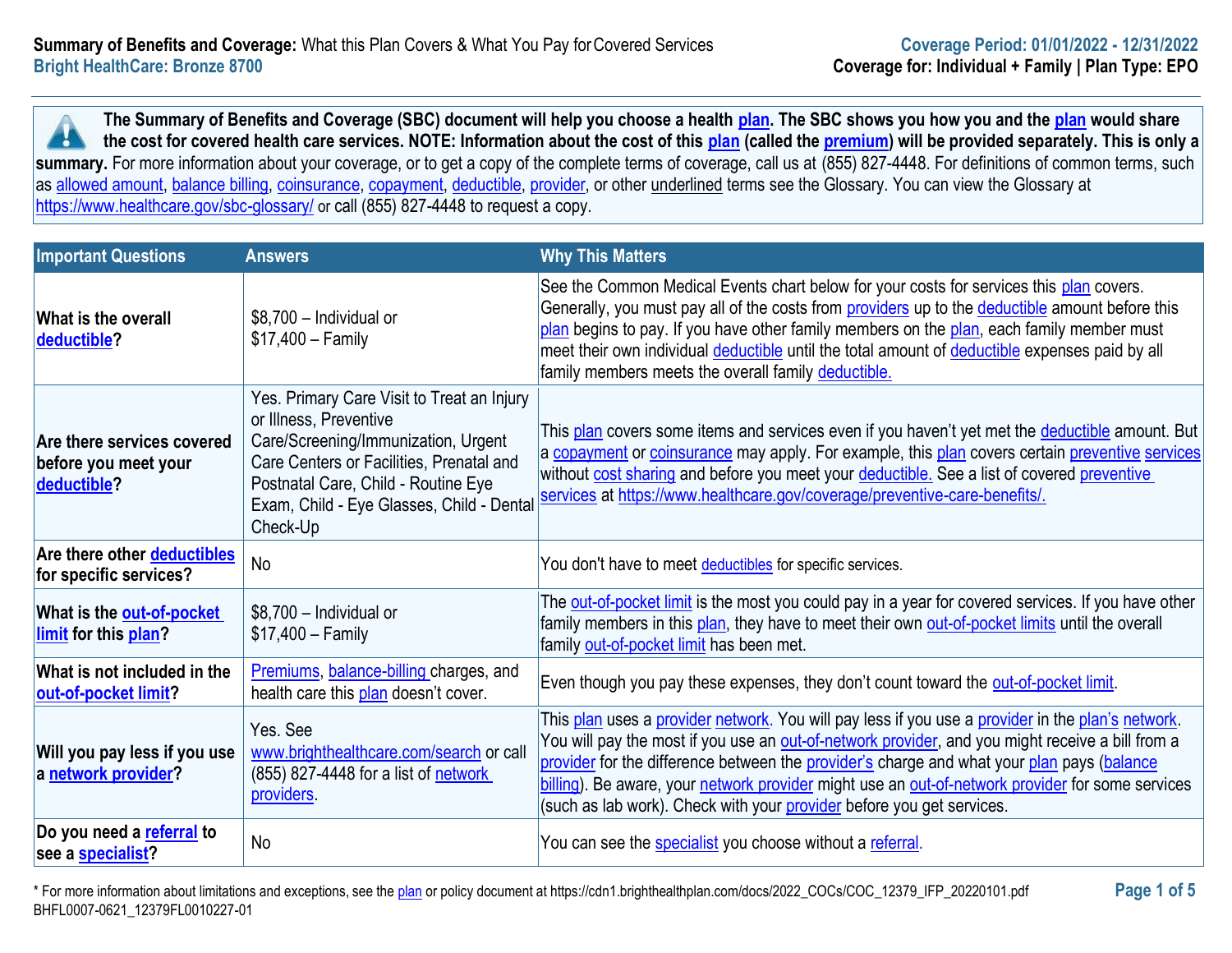**Summary of Benefits and Coverage:** What this Plan Covers & What You Pay for Covered Services
**Bright HealthCare: Bronze 8700**

**Coverage Period: 01/01/2022 - 12/31/2022**
**Coverage for: Individual + Family | Plan Type: EPO**

**The Summary of Benefits and Coverage (SBC) document will help you choose a health plan. The SBC shows you how you and the plan would share the cost for covered health care services. NOTE: Information about the cost of this plan (called the premium) will be provided separately. This is only a summary.** For more information about your coverage, or to get a copy of the complete terms of coverage, call us at (855) 827-4448. For definitions of common terms, such as allowed amount, balance billing, coinsurance, copayment, deductible, provider, or other underlined terms see the Glossary. You can view the Glossary at https://www.healthcare.gov/sbc-glossary/ or call (855) 827-4448 to request a copy.

| Important Questions | Answers | Why This Matters |
|---|---|---|
| **What is the overall deductible?** | $8,700 – Individual or $17,400 – Family | See the Common Medical Events chart below for your costs for services this plan covers. Generally, you must pay all of the costs from providers up to the deductible amount before this plan begins to pay. If you have other family members on the plan, each family member must meet their own individual deductible until the total amount of deductible expenses paid by all family members meets the overall family deductible. |
| **Are there services covered before you meet your deductible?** | Yes. Primary Care Visit to Treat an Injury or Illness, Preventive Care/Screening/Immunization, Urgent Care Centers or Facilities, Prenatal and Postnatal Care, Child - Routine Eye Exam, Child - Eye Glasses, Child - Dental Check-Up | This plan covers some items and services even if you haven't yet met the deductible amount. But a copayment or coinsurance may apply. For example, this plan covers certain preventive services without cost sharing and before you meet your deductible. See a list of covered preventive services at https://www.healthcare.gov/coverage/preventive-care-benefits/. |
| **Are there other deductibles for specific services?** | No | You don't have to meet deductibles for specific services. |
| **What is the out-of-pocket limit for this plan?** | $8,700 – Individual or $17,400 – Family | The out-of-pocket limit is the most you could pay in a year for covered services. If you have other family members in this plan, they have to meet their own out-of-pocket limits until the overall family out-of-pocket limit has been met. |
| **What is not included in the out-of-pocket limit?** | Premiums, balance-billing charges, and health care this plan doesn't cover. | Even though you pay these expenses, they don't count toward the out-of-pocket limit. |
| **Will you pay less if you use a network provider?** | Yes. See www.brighthealthcare.com/search or call (855) 827-4448 for a list of network providers. | This plan uses a provider network. You will pay less if you use a provider in the plan's network. You will pay the most if you use an out-of-network provider, and you might receive a bill from a provider for the difference between the provider's charge and what your plan pays (balance billing). Be aware, your network provider might use an out-of-network provider for some services (such as lab work). Check with your provider before you get services. |
| **Do you need a referral to see a specialist?** | No | You can see the specialist you choose without a referral. |

* For more information about limitations and exceptions, see the plan or policy document at https://cdn1.brighthealthplan.com/docs/2022_COCs/COC_12379_IFP_20220101.pdf
BHFL0007-0621_12379FL0010227-01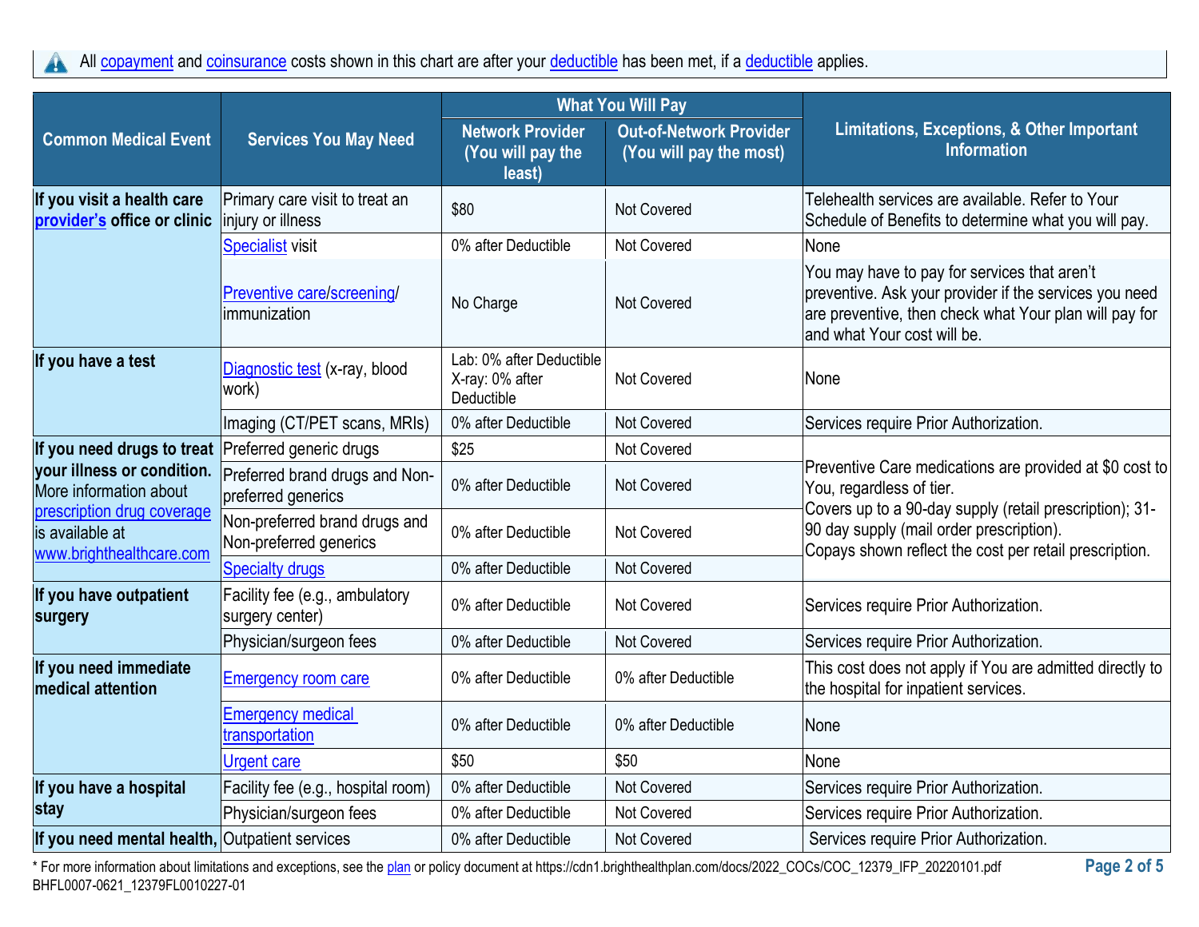All copayment and coinsurance costs shown in this chart are after your deductible has been met, if a deductible applies.

| Common Medical Event | Services You May Need | What You Will Pay | | Limitations, Exceptions, & Other Important Information |
|---|---|---|---|---|
| | | Network Provider (You will pay the least) | Out-of-Network Provider (You will pay the most) | |
| **If you visit a health care provider's office or clinic** | Primary care visit to treat an injury or illness | $80 | Not Covered | Telehealth services are available. Refer to Your Schedule of Benefits to determine what you will pay. |
| | Specialist visit | 0% after Deductible | Not Covered | None |
| | Preventive care/screening/ immunization | No Charge | Not Covered | You may have to pay for services that aren't preventive. Ask your provider if the services you need are preventive, then check what Your plan will pay for and what Your cost will be. |
| **If you have a test** | Diagnostic test (x-ray, blood work) | Lab: 0% after Deductible X-ray: 0% after Deductible | Not Covered | None |
| | Imaging (CT/PET scans, MRIs) | 0% after Deductible | Not Covered | Services require Prior Authorization. |
| **If you need drugs to treat your illness or condition.** More information about prescription drug coverage is available at www.brighthealthcare.com | Preferred generic drugs | $25 | Not Covered | Preventive Care medications are provided at $0 cost to You, regardless of tier. Covers up to a 90-day supply (retail prescription); 31-90 day supply (mail order prescription). Copays shown reflect the cost per retail prescription. |
| | Preferred brand drugs and Non-preferred generics | 0% after Deductible | Not Covered | |
| | Non-preferred brand drugs and Non-preferred generics | 0% after Deductible | Not Covered | |
| | Specialty drugs | 0% after Deductible | Not Covered | |
| **If you have outpatient surgery** | Facility fee (e.g., ambulatory surgery center) | 0% after Deductible | Not Covered | Services require Prior Authorization. |
| | Physician/surgeon fees | 0% after Deductible | Not Covered | Services require Prior Authorization. |
| **If you need immediate medical attention** | Emergency room care | 0% after Deductible | 0% after Deductible | This cost does not apply if You are admitted directly to the hospital for inpatient services. |
| | Emergency medical transportation | 0% after Deductible | 0% after Deductible | None |
| | Urgent care | $50 | $50 | None |
| **If you have a hospital stay** | Facility fee (e.g., hospital room) | 0% after Deductible | Not Covered | Services require Prior Authorization. |
| | Physician/surgeon fees | 0% after Deductible | Not Covered | Services require Prior Authorization. |
| **If you need mental health,** | Outpatient services | 0% after Deductible | Not Covered | Services require Prior Authorization. |

* For more information about limitations and exceptions, see the plan or policy document at https://cdn1.brighthealthplan.com/docs/2022_COCs/COC_12379_IFP_20220101.pdf

BHFL0007-0621_12379FL0010227-01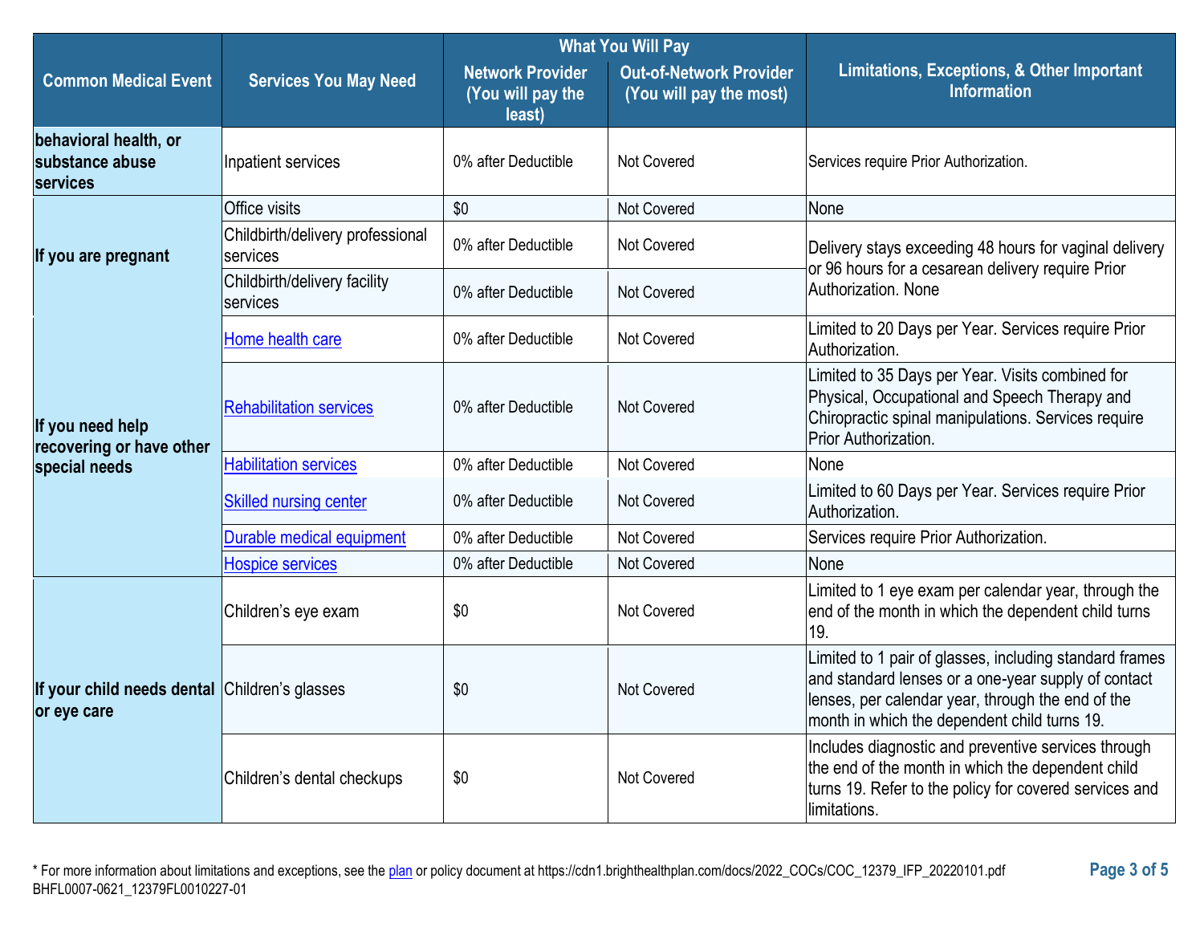| Common Medical Event | Services You May Need | What You Will Pay | | Limitations, Exceptions, & Other Important Information |
|---|---|---|---|---|
| | | Network Provider (You will pay the least) | Out-of-Network Provider (You will pay the most) | |
| behavioral health, or substance abuse services | Inpatient services | 0% after Deductible | Not Covered | Services require Prior Authorization. |
| If you are pregnant | Office visits | $0 | Not Covered | None |
| | Childbirth/delivery professional services | 0% after Deductible | Not Covered | Delivery stays exceeding 48 hours for vaginal delivery or 96 hours for a cesarean delivery require Prior Authorization. None |
| | Childbirth/delivery facility services | 0% after Deductible | Not Covered | |
| If you need help recovering or have other special needs | Home health care | 0% after Deductible | Not Covered | Limited to 20 Days per Year. Services require Prior Authorization. |
| | Rehabilitation services | 0% after Deductible | Not Covered | Limited to 35 Days per Year. Visits combined for Physical, Occupational and Speech Therapy and Chiropractic spinal manipulations. Services require Prior Authorization. |
| | Habilitation services | 0% after Deductible | Not Covered | None |
| | Skilled nursing center | 0% after Deductible | Not Covered | Limited to 60 Days per Year. Services require Prior Authorization. |
| | Durable medical equipment | 0% after Deductible | Not Covered | Services require Prior Authorization. |
| | Hospice services | 0% after Deductible | Not Covered | None |
| If your child needs dental or eye care | Children's eye exam | $0 | Not Covered | Limited to 1 eye exam per calendar year, through the end of the month in which the dependent child turns 19. |
| | Children's glasses | $0 | Not Covered | Limited to 1 pair of glasses, including standard frames and standard lenses or a one-year supply of contact lenses, per calendar year, through the end of the month in which the dependent child turns 19. |
| | Children's dental checkups | $0 | Not Covered | Includes diagnostic and preventive services through the end of the month in which the dependent child turns 19. Refer to the policy for covered services and limitations. |

* For more information about limitations and exceptions, see the plan or policy document at https://cdn1.brighthealthplan.com/docs/2022_COCs/COC_12379_IFP_20220101.pdf

BHFL0007-0621_12379FL0010227-01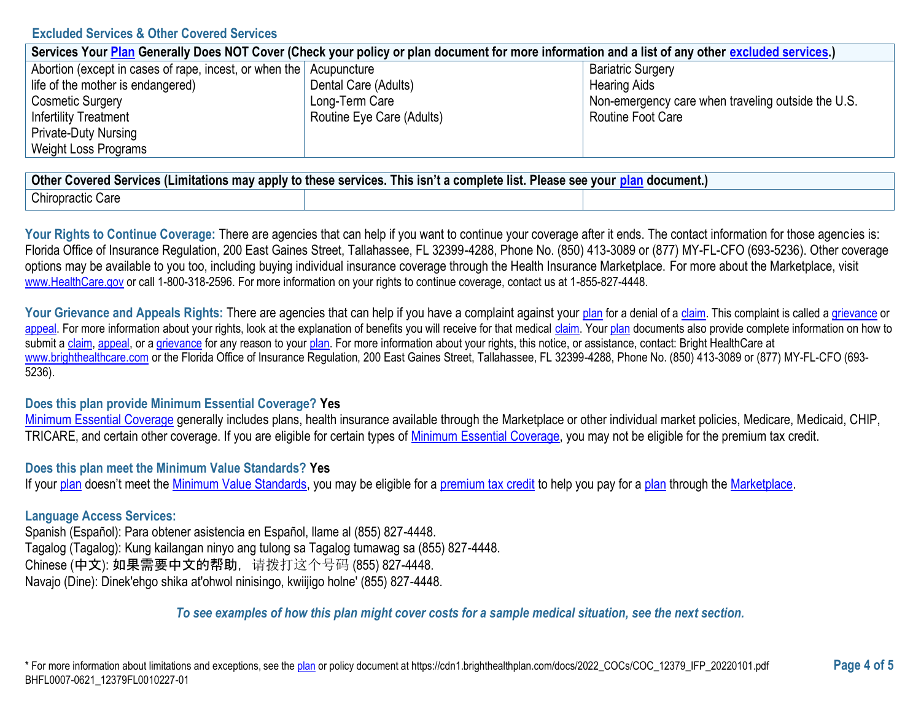## Excluded Services & Other Covered Services

| Services Your Plan Generally Does NOT Cover (Check your policy or plan document for more information and a list of any other excluded services.) | | |
|---|---|---|
| Abortion (except in cases of rape, incest, or when the life of the mother is endangered)<br>Cosmetic Surgery<br>Infertility Treatment<br>Private-Duty Nursing<br>Weight Loss Programs | Acupuncture<br>Dental Care (Adults)<br>Long-Term Care<br>Routine Eye Care (Adults) | Bariatric Surgery<br>Hearing Aids<br>Non-emergency care when traveling outside the U.S.<br>Routine Foot Care |

| Other Covered Services (Limitations may apply to these services. This isn't a complete list. Please see your plan document.) | | |
|---|---|---|
| Chiropractic Care | | |

**Your Rights to Continue Coverage:** There are agencies that can help if you want to continue your coverage after it ends. The contact information for those agencies is: Florida Office of Insurance Regulation, 200 East Gaines Street, Tallahassee, FL 32399-4288, Phone No. (850) 413-3089 or (877) MY-FL-CFO (693-5236). Other coverage options may be available to you too, including buying individual insurance coverage through the Health Insurance Marketplace. For more about the Marketplace, visit www.HealthCare.gov or call 1-800-318-2596. For more information on your rights to continue coverage, contact us at 1-855-827-4448.

**Your Grievance and Appeals Rights:** There are agencies that can help if you have a complaint against your plan for a denial of a claim. This complaint is called a grievance or appeal. For more information about your rights, look at the explanation of benefits you will receive for that medical claim. Your plan documents also provide complete information on how to submit a claim, appeal, or a grievance for any reason to your plan. For more information about your rights, this notice, or assistance, contact: Bright HealthCare at www.brighthealthcare.com or the Florida Office of Insurance Regulation, 200 East Gaines Street, Tallahassee, FL 32399-4288, Phone No. (850) 413-3089 or (877) MY-FL-CFO (693-5236).

**Does this plan provide Minimum Essential Coverage? Yes**

Minimum Essential Coverage generally includes plans, health insurance available through the Marketplace or other individual market policies, Medicare, Medicaid, CHIP, TRICARE, and certain other coverage. If you are eligible for certain types of Minimum Essential Coverage, you may not be eligible for the premium tax credit.

**Does this plan meet the Minimum Value Standards? Yes**

If your plan doesn't meet the Minimum Value Standards, you may be eligible for a premium tax credit to help you pay for a plan through the Marketplace.

**Language Access Services:**

Spanish (Español): Para obtener asistencia en Español, llame al (855) 827-4448.
Tagalog (Tagalog): Kung kailangan ninyo ang tulong sa Tagalog tumawag sa (855) 827-4448.
Chinese (中文): 如果需要中文的帮助，请拨打这个号码 (855) 827-4448.
Navajo (Dine): Dinek'ehgo shika at'ohwol ninisingo, kwiijigo holne' (855) 827-4448.

*To see examples of how this plan might cover costs for a sample medical situation, see the next section.*

* For more information about limitations and exceptions, see the plan or policy document at https://cdn1.brighthealthplan.com/docs/2022_COCs/COC_12379_IFP_20220101.pdf
BHFL0007-0621_12379FL0010227-01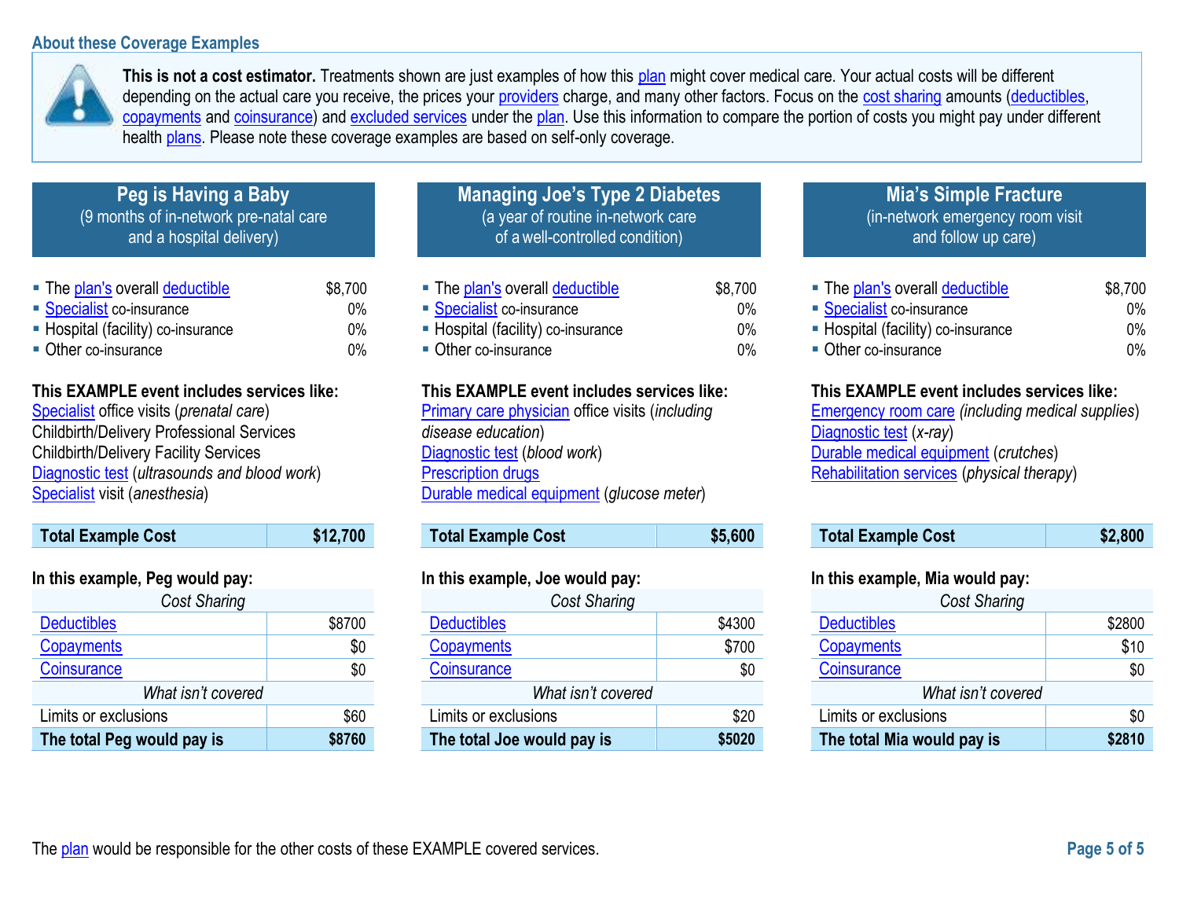## About these Coverage Examples

**This is not a cost estimator.** Treatments shown are just examples of how this plan might cover medical care. Your actual costs will be different depending on the actual care you receive, the prices your providers charge, and many other factors. Focus on the cost sharing amounts (deductibles, copayments and coinsurance) and excluded services under the plan. Use this information to compare the portion of costs you might pay under different health plans. Please note these coverage examples are based on self-only coverage.

### Peg is Having a Baby
(9 months of in-network pre-natal care and a hospital delivery)

- The plan's overall deductible $8,700
- Specialist co-insurance 0%
- Hospital (facility) co-insurance 0%
- Other co-insurance 0%

**This EXAMPLE event includes services like:**
Specialist office visits (*prenatal care*)
Childbirth/Delivery Professional Services
Childbirth/Delivery Facility Services
Diagnostic test (*ultrasounds and blood work*)
Specialist visit (*anesthesia*)

| **Total Example Cost** | **$12,700** |
|---|---|

**In this example, Peg would pay:**

| *Cost Sharing* | |
|---|---|
| Deductibles | $8700 |
| Copayments | $0 |
| Coinsurance | $0 |
| *What isn't covered* | |
| Limits or exclusions | $60 |
| **The total Peg would pay is** | **$8760** |

### Managing Joe's Type 2 Diabetes
(a year of routine in-network care of a well-controlled condition)

- The plan's overall deductible $8,700
- Specialist co-insurance 0%
- Hospital (facility) co-insurance 0%
- Other co-insurance 0%

**This EXAMPLE event includes services like:**
Primary care physician office visits (*including disease education*)
Diagnostic test (*blood work*)
Prescription drugs
Durable medical equipment (*glucose meter*)

| **Total Example Cost** | **$5,600** |
|---|---|

**In this example, Joe would pay:**

| *Cost Sharing* | |
|---|---|
| Deductibles | $4300 |
| Copayments | $700 |
| Coinsurance | $0 |
| *What isn't covered* | |
| Limits or exclusions | $20 |
| **The total Joe would pay is** | **$5020** |

### Mia's Simple Fracture
(in-network emergency room visit and follow up care)

- The plan's overall deductible $8,700
- Specialist co-insurance 0%
- Hospital (facility) co-insurance 0%
- Other co-insurance 0%

**This EXAMPLE event includes services like:**
Emergency room care *(including medical supplies)*
Diagnostic test (*x-ray*)
Durable medical equipment (*crutches*)
Rehabilitation services (*physical therapy*)

| **Total Example Cost** | **$2,800** |
|---|---|

**In this example, Mia would pay:**

| *Cost Sharing* | |
|---|---|
| Deductibles | $2800 |
| Copayments | $10 |
| Coinsurance | $0 |
| *What isn't covered* | |
| Limits or exclusions | $0 |
| **The total Mia would pay is** | **$2810** |

The plan would be responsible for the other costs of these EXAMPLE covered services.